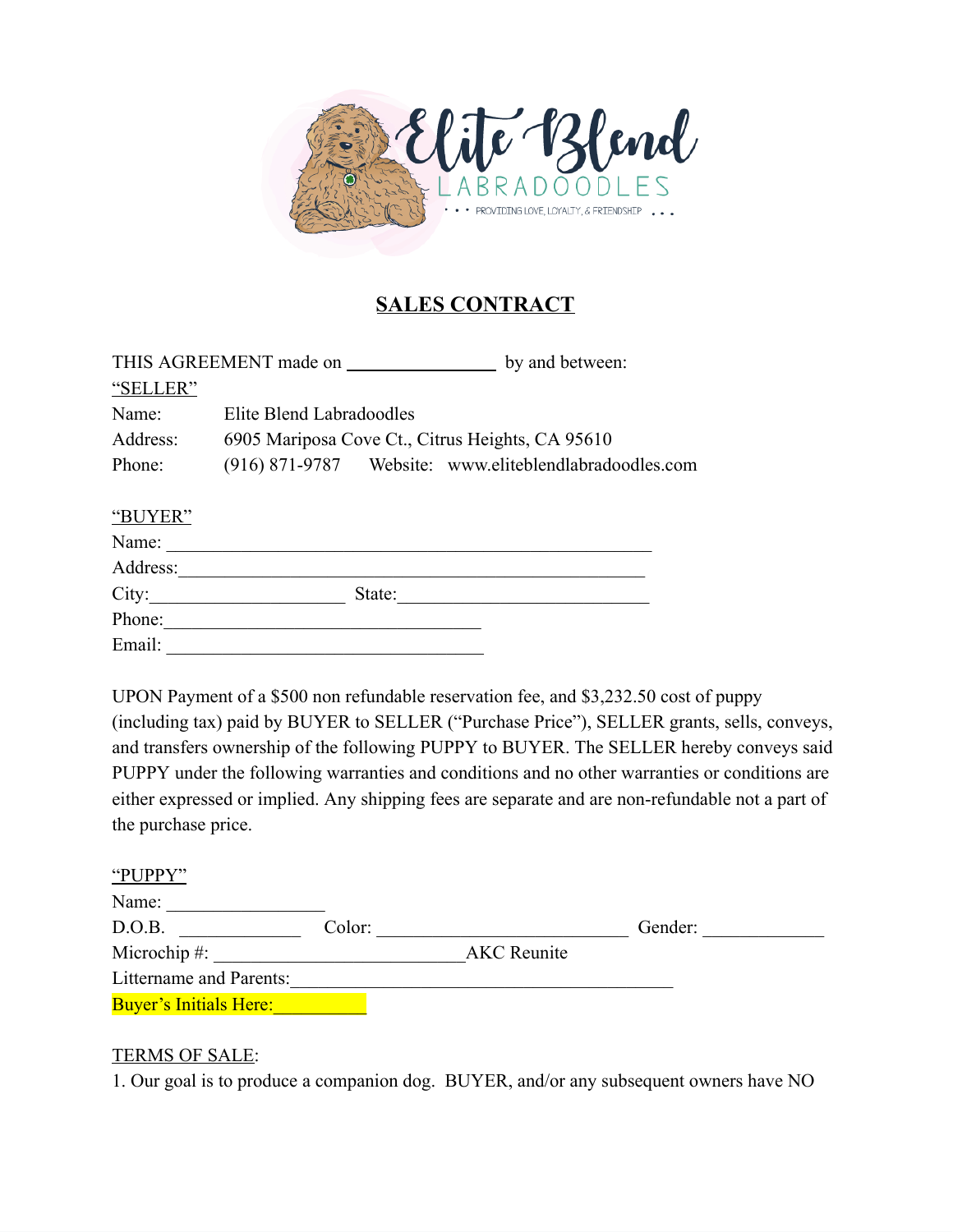Elite Blend LABRADOODLES

• • • PROVIDING LOVE, LOYALTY, & FRIENDSHIP • • •

# SALES CONTRACT

THIS AGREEMENT made on ________________ by and between:

"SELLER"

Name: Elite Blend Labradoodles
Address: 6905 Mariposa Cove Ct., Citrus Heights, CA 95610
Phone: (916) 871-9787 Website: www.eliteblendlabradoodles.com

"BUYER"

Name: ______________________________________________________
Address: ____________________________________________________
City: ____________________ State: ___________________________
Phone: ___________________________________
Email: ___________________________________

UPON Payment of a $500 non refundable reservation fee, and $3,232.50 cost of puppy (including tax) paid by BUYER to SELLER ("Purchase Price"), SELLER grants, sells, conveys, and transfers ownership of the following PUPPY to BUYER. The SELLER hereby conveys said PUPPY under the following warranties and conditions and no other warranties or conditions are either expressed or implied. Any shipping fees are separate and are non-refundable not a part of the purchase price.

"PUPPY"

Name: _________________
D.O.B. _____________ Color: ___________________________ Gender: _____________
Microchip #: ___________________________AKC Reunite
Littername and Parents: __________________________________________
Buyer's Initials Here: __________

TERMS OF SALE:

1. Our goal is to produce a companion dog. BUYER, and/or any subsequent owners have NO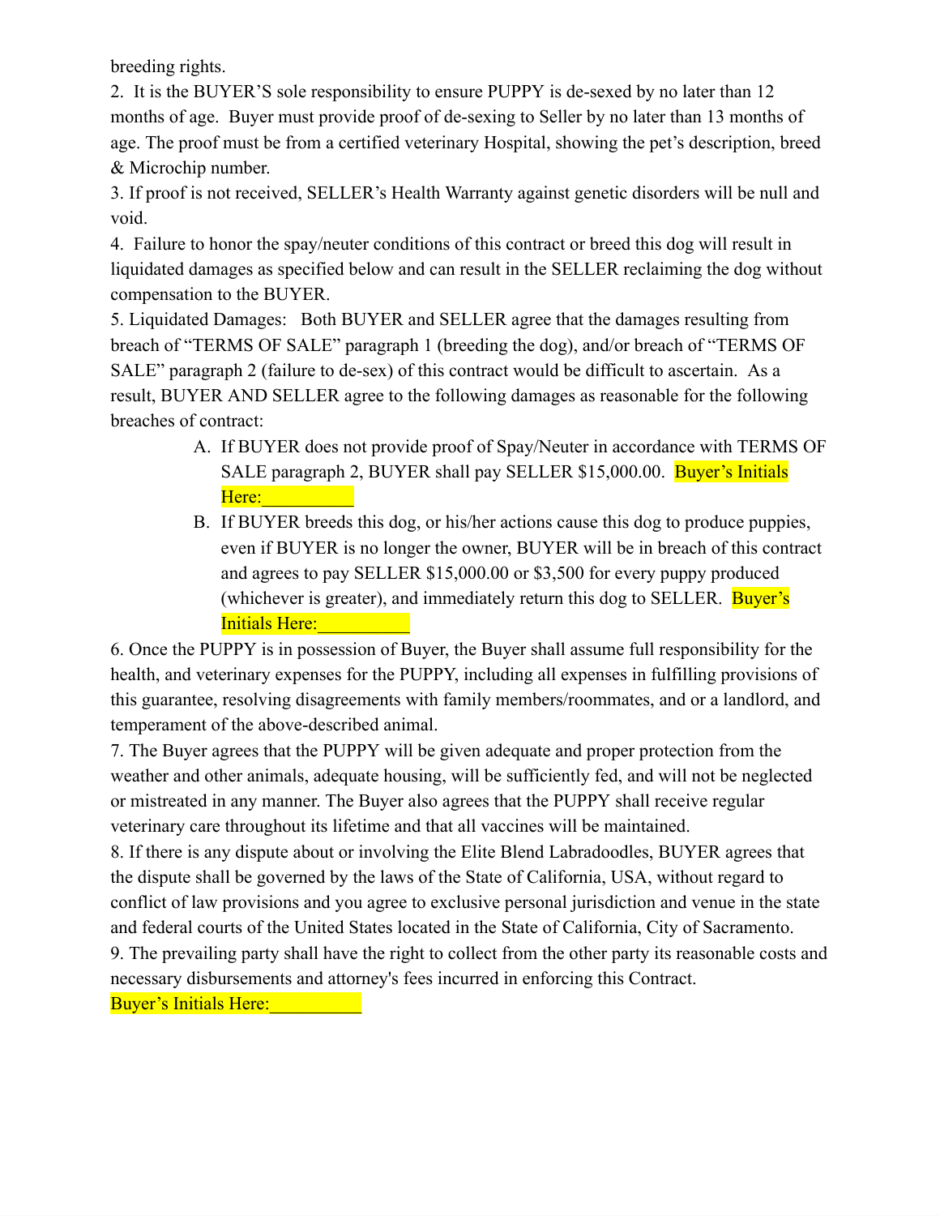breeding rights.

2. It is the BUYER'S sole responsibility to ensure PUPPY is de-sexed by no later than 12 months of age. Buyer must provide proof of de-sexing to Seller by no later than 13 months of age. The proof must be from a certified veterinary Hospital, showing the pet's description, breed & Microchip number.

3. If proof is not received, SELLER's Health Warranty against genetic disorders will be null and void.

4. Failure to honor the spay/neuter conditions of this contract or breed this dog will result in liquidated damages as specified below and can result in the SELLER reclaiming the dog without compensation to the BUYER.

5. Liquidated Damages: Both BUYER and SELLER agree that the damages resulting from breach of "TERMS OF SALE" paragraph 1 (breeding the dog), and/or breach of "TERMS OF SALE" paragraph 2 (failure to de-sex) of this contract would be difficult to ascertain. As a result, BUYER AND SELLER agree to the following damages as reasonable for the following breaches of contract:

   A. If BUYER does not provide proof of Spay/Neuter in accordance with TERMS OF SALE paragraph 2, BUYER shall pay SELLER $15,000.00. Buyer's Initials Here:__________

   B. If BUYER breeds this dog, or his/her actions cause this dog to produce puppies, even if BUYER is no longer the owner, BUYER will be in breach of this contract and agrees to pay SELLER $15,000.00 or $3,500 for every puppy produced (whichever is greater), and immediately return this dog to SELLER. Buyer's Initials Here:__________

6. Once the PUPPY is in possession of Buyer, the Buyer shall assume full responsibility for the health, and veterinary expenses for the PUPPY, including all expenses in fulfilling provisions of this guarantee, resolving disagreements with family members/roommates, and or a landlord, and temperament of the above-described animal.

7. The Buyer agrees that the PUPPY will be given adequate and proper protection from the weather and other animals, adequate housing, will be sufficiently fed, and will not be neglected or mistreated in any manner. The Buyer also agrees that the PUPPY shall receive regular veterinary care throughout its lifetime and that all vaccines will be maintained.

8. If there is any dispute about or involving the Elite Blend Labradoodles, BUYER agrees that the dispute shall be governed by the laws of the State of California, USA, without regard to conflict of law provisions and you agree to exclusive personal jurisdiction and venue in the state and federal courts of the United States located in the State of California, City of Sacramento.

9. The prevailing party shall have the right to collect from the other party its reasonable costs and necessary disbursements and attorney's fees incurred in enforcing this Contract.

Buyer's Initials Here:__________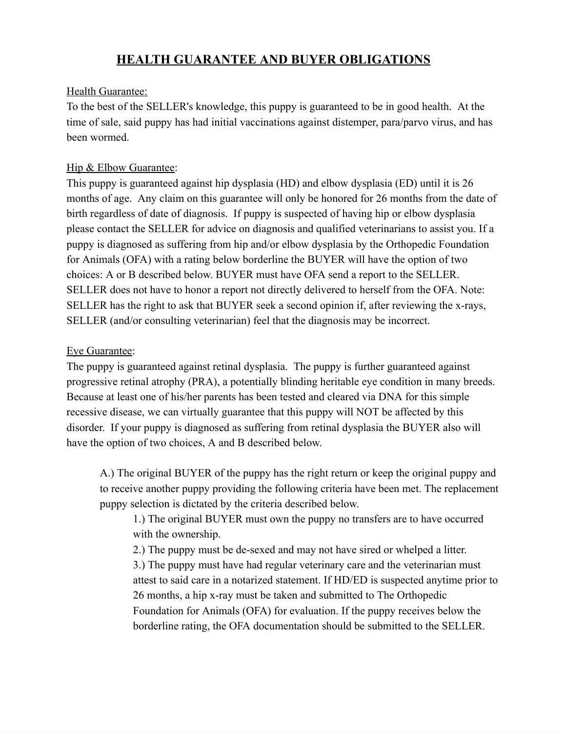# HEALTH GUARANTEE AND BUYER OBLIGATIONS

Health Guarantee:
To the best of the SELLER's knowledge, this puppy is guaranteed to be in good health. At the time of sale, said puppy has had initial vaccinations against distemper, para/parvo virus, and has been wormed.

Hip & Elbow Guarantee:
This puppy is guaranteed against hip dysplasia (HD) and elbow dysplasia (ED) until it is 26 months of age. Any claim on this guarantee will only be honored for 26 months from the date of birth regardless of date of diagnosis. If puppy is suspected of having hip or elbow dysplasia please contact the SELLER for advice on diagnosis and qualified veterinarians to assist you. If a puppy is diagnosed as suffering from hip and/or elbow dysplasia by the Orthopedic Foundation for Animals (OFA) with a rating below borderline the BUYER will have the option of two choices: A or B described below. BUYER must have OFA send a report to the SELLER. SELLER does not have to honor a report not directly delivered to herself from the OFA. Note: SELLER has the right to ask that BUYER seek a second opinion if, after reviewing the x-rays, SELLER (and/or consulting veterinarian) feel that the diagnosis may be incorrect.

Eye Guarantee:
The puppy is guaranteed against retinal dysplasia. The puppy is further guaranteed against progressive retinal atrophy (PRA), a potentially blinding heritable eye condition in many breeds. Because at least one of his/her parents has been tested and cleared via DNA for this simple recessive disease, we can virtually guarantee that this puppy will NOT be affected by this disorder. If your puppy is diagnosed as suffering from retinal dysplasia the BUYER also will have the option of two choices, A and B described below.

> A.) The original BUYER of the puppy has the right return or keep the original puppy and to receive another puppy providing the following criteria have been met. The replacement puppy selection is dictated by the criteria described below.
>
> > 1.) The original BUYER must own the puppy no transfers are to have occurred with the ownership.
> >
> > 2.) The puppy must be de-sexed and may not have sired or whelped a litter.
> >
> > 3.) The puppy must have had regular veterinary care and the veterinarian must attest to said care in a notarized statement. If HD/ED is suspected anytime prior to 26 months, a hip x-ray must be taken and submitted to The Orthopedic Foundation for Animals (OFA) for evaluation. If the puppy receives below the borderline rating, the OFA documentation should be submitted to the SELLER.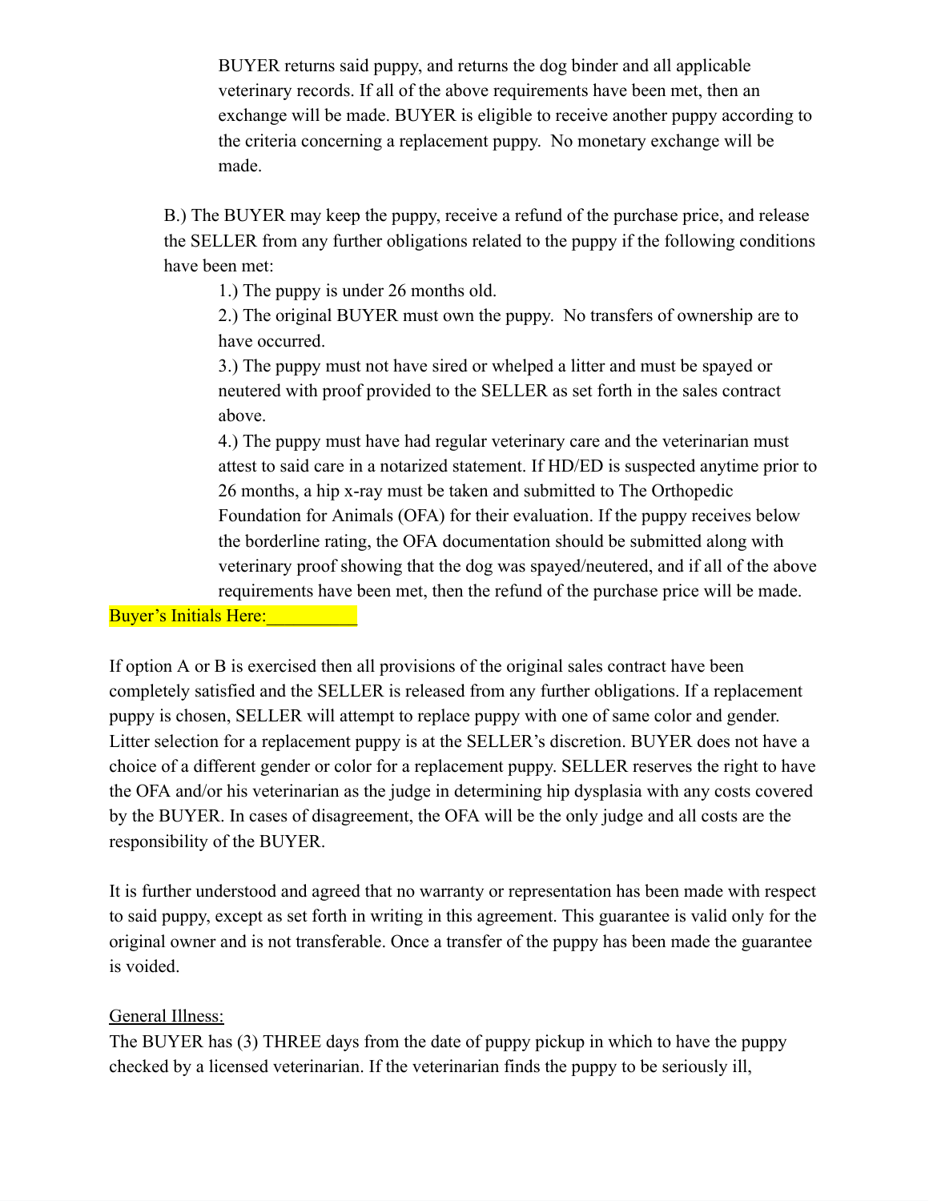BUYER returns said puppy, and returns the dog binder and all applicable veterinary records. If all of the above requirements have been met, then an exchange will be made. BUYER is eligible to receive another puppy according to the criteria concerning a replacement puppy. No monetary exchange will be made.

B.) The BUYER may keep the puppy, receive a refund of the purchase price, and release the SELLER from any further obligations related to the puppy if the following conditions have been met:

1.) The puppy is under 26 months old.

2.) The original BUYER must own the puppy. No transfers of ownership are to have occurred.

3.) The puppy must not have sired or whelped a litter and must be spayed or neutered with proof provided to the SELLER as set forth in the sales contract above.

4.) The puppy must have had regular veterinary care and the veterinarian must attest to said care in a notarized statement. If HD/ED is suspected anytime prior to 26 months, a hip x-ray must be taken and submitted to The Orthopedic Foundation for Animals (OFA) for their evaluation. If the puppy receives below the borderline rating, the OFA documentation should be submitted along with veterinary proof showing that the dog was spayed/neutered, and if all of the above requirements have been met, then the refund of the purchase price will be made.

Buyer's Initials Here:__________

If option A or B is exercised then all provisions of the original sales contract have been completely satisfied and the SELLER is released from any further obligations. If a replacement puppy is chosen, SELLER will attempt to replace puppy with one of same color and gender. Litter selection for a replacement puppy is at the SELLER's discretion. BUYER does not have a choice of a different gender or color for a replacement puppy. SELLER reserves the right to have the OFA and/or his veterinarian as the judge in determining hip dysplasia with any costs covered by the BUYER. In cases of disagreement, the OFA will be the only judge and all costs are the responsibility of the BUYER.

It is further understood and agreed that no warranty or representation has been made with respect to said puppy, except as set forth in writing in this agreement. This guarantee is valid only for the original owner and is not transferable. Once a transfer of the puppy has been made the guarantee is voided.

General Illness:

The BUYER has (3) THREE days from the date of puppy pickup in which to have the puppy checked by a licensed veterinarian. If the veterinarian finds the puppy to be seriously ill,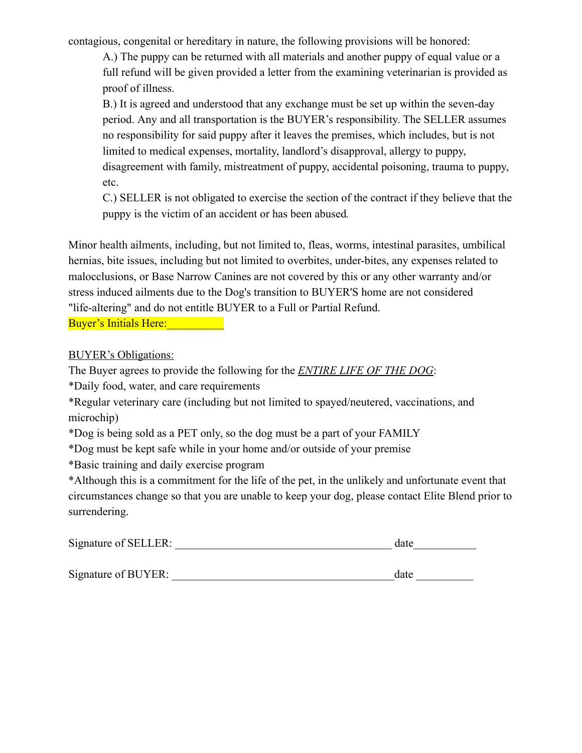contagious, congenital or hereditary in nature, the following provisions will be honored:

A.) The puppy can be returned with all materials and another puppy of equal value or a full refund will be given provided a letter from the examining veterinarian is provided as proof of illness.

B.) It is agreed and understood that any exchange must be set up within the seven-day period. Any and all transportation is the BUYER's responsibility. The SELLER assumes no responsibility for said puppy after it leaves the premises, which includes, but is not limited to medical expenses, mortality, landlord's disapproval, allergy to puppy, disagreement with family, mistreatment of puppy, accidental poisoning, trauma to puppy, etc.

C.) SELLER is not obligated to exercise the section of the contract if they believe that the puppy is the victim of an accident or has been abused.

Minor health ailments, including, but not limited to, fleas, worms, intestinal parasites, umbilical hernias, bite issues, including but not limited to overbites, under-bites, any expenses related to malocclusions, or Base Narrow Canines are not covered by this or any other warranty and/or stress induced ailments due to the Dog's transition to BUYER'S home are not considered "life-altering" and do not entitle BUYER to a Full or Partial Refund.

Buyer's Initials Here:__________

BUYER's Obligations:

The Buyer agrees to provide the following for the ***ENTIRE LIFE OF THE DOG***:

*Daily food, water, and care requirements

*Regular veterinary care (including but not limited to spayed/neutered, vaccinations, and microchip)

*Dog is being sold as a PET only, so the dog must be a part of your FAMILY

*Dog must be kept safe while in your home and/or outside of your premise

*Basic training and daily exercise program

*Although this is a commitment for the life of the pet, in the unlikely and unfortunate event that circumstances change so that you are unable to keep your dog, please contact Elite Blend prior to surrendering.

Signature of SELLER: ______________________________________ date___________

Signature of BUYER: _______________________________________date __________